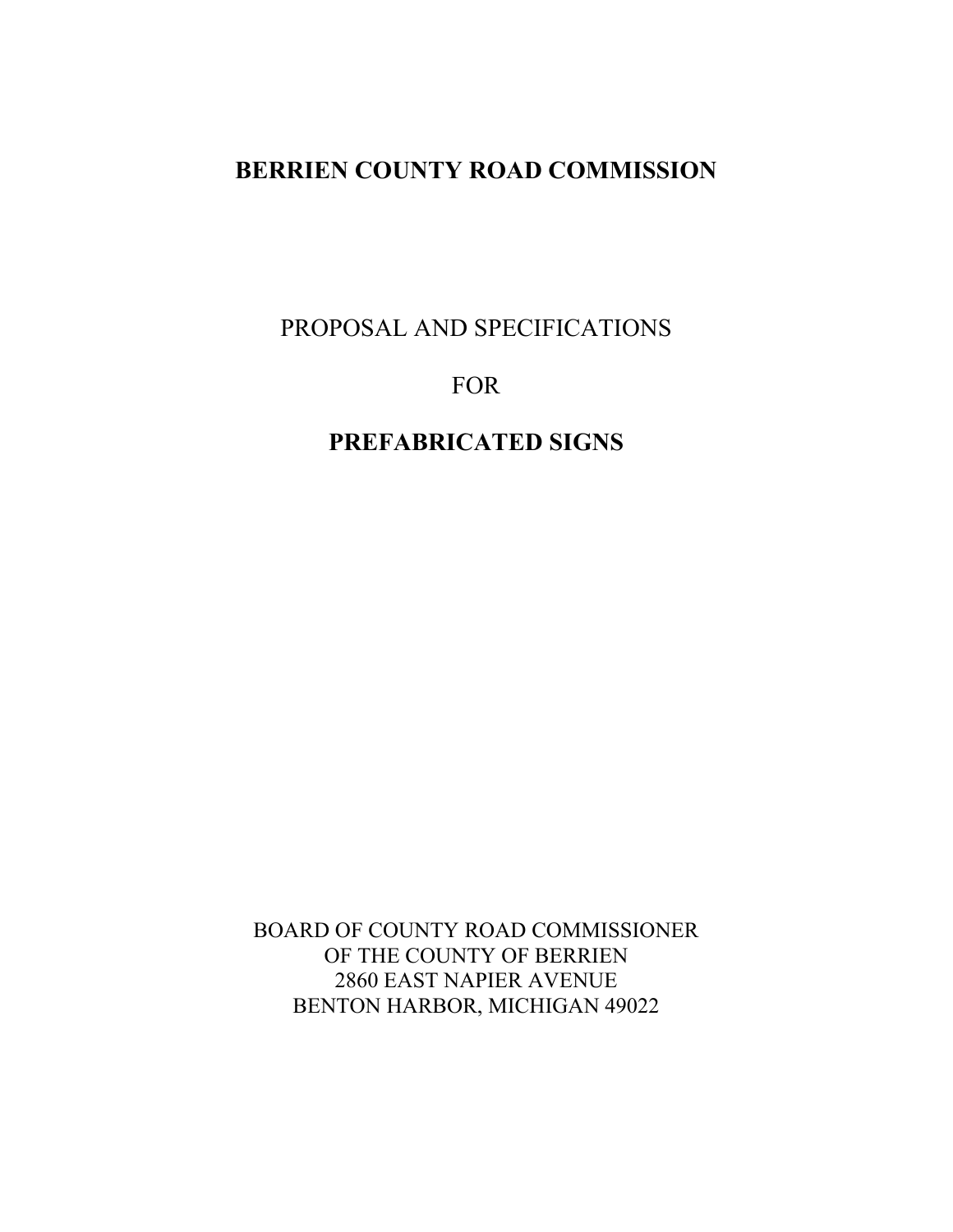# BERRIEN COUNTY ROAD COMMISSION

PROPOSAL AND SPECIFICATIONS

FOR

## PREFABRICATED SIGNS

BOARD OF COUNTY ROAD COMMISSIONER
OF THE COUNTY OF BERRIEN
2860 EAST NAPIER AVENUE
BENTON HARBOR, MICHIGAN 49022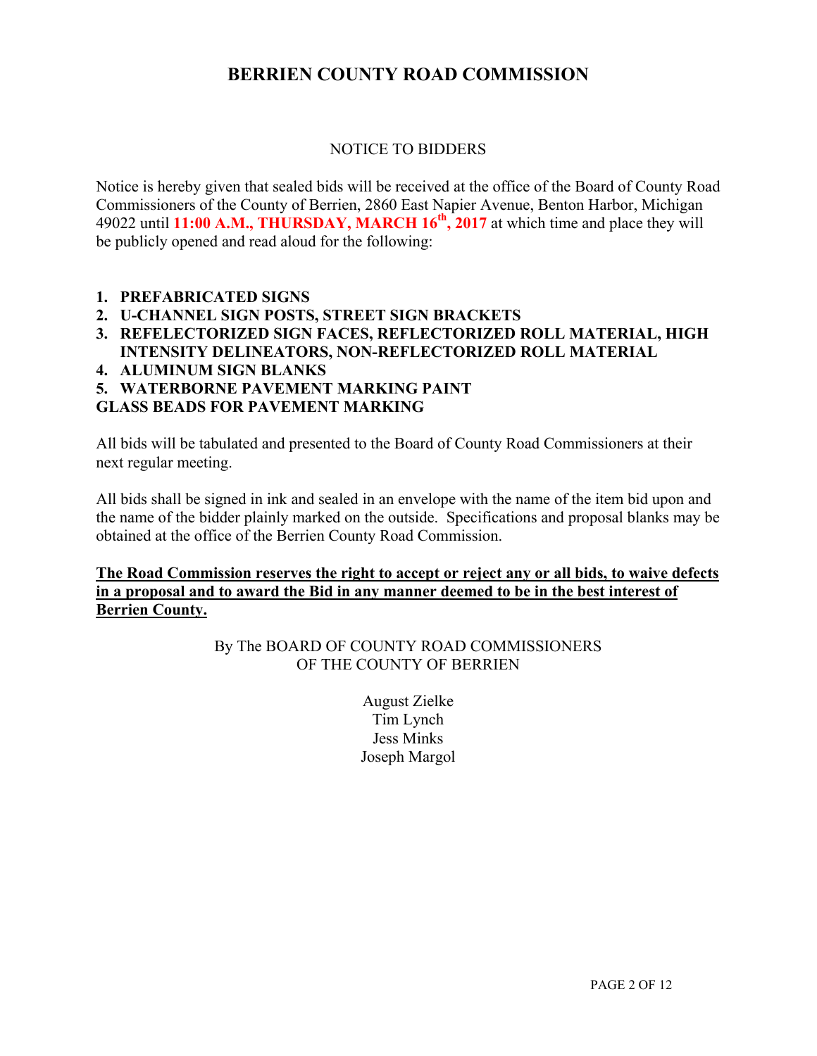# BERRIEN COUNTY ROAD COMMISSION

NOTICE TO BIDDERS

Notice is hereby given that sealed bids will be received at the office of the Board of County Road Commissioners of the County of Berrien, 2860 East Napier Avenue, Benton Harbor, Michigan 49022 until **11:00 A.M., THURSDAY, MARCH 16th, 2017** at which time and place they will be publicly opened and read aloud for the following:

1. **PREFABRICATED SIGNS**
2. **U-CHANNEL SIGN POSTS, STREET SIGN BRACKETS**
3. **REFELECTORIZED SIGN FACES, REFLECTORIZED ROLL MATERIAL, HIGH INTENSITY DELINEATORS, NON-REFLECTORIZED ROLL MATERIAL**
4. **ALUMINUM SIGN BLANKS**
5. **WATERBORNE PAVEMENT MARKING PAINT**

**GLASS BEADS FOR PAVEMENT MARKING**

All bids will be tabulated and presented to the Board of County Road Commissioners at their next regular meeting.

All bids shall be signed in ink and sealed in an envelope with the name of the item bid upon and the name of the bidder plainly marked on the outside. Specifications and proposal blanks may be obtained at the office of the Berrien County Road Commission.

**The Road Commission reserves the right to accept or reject any or all bids, to waive defects in a proposal and to award the Bid in any manner deemed to be in the best interest of Berrien County.**

By The BOARD OF COUNTY ROAD COMMISSIONERS
OF THE COUNTY OF BERRIEN

August Zielke
Tim Lynch
Jess Minks
Joseph Margol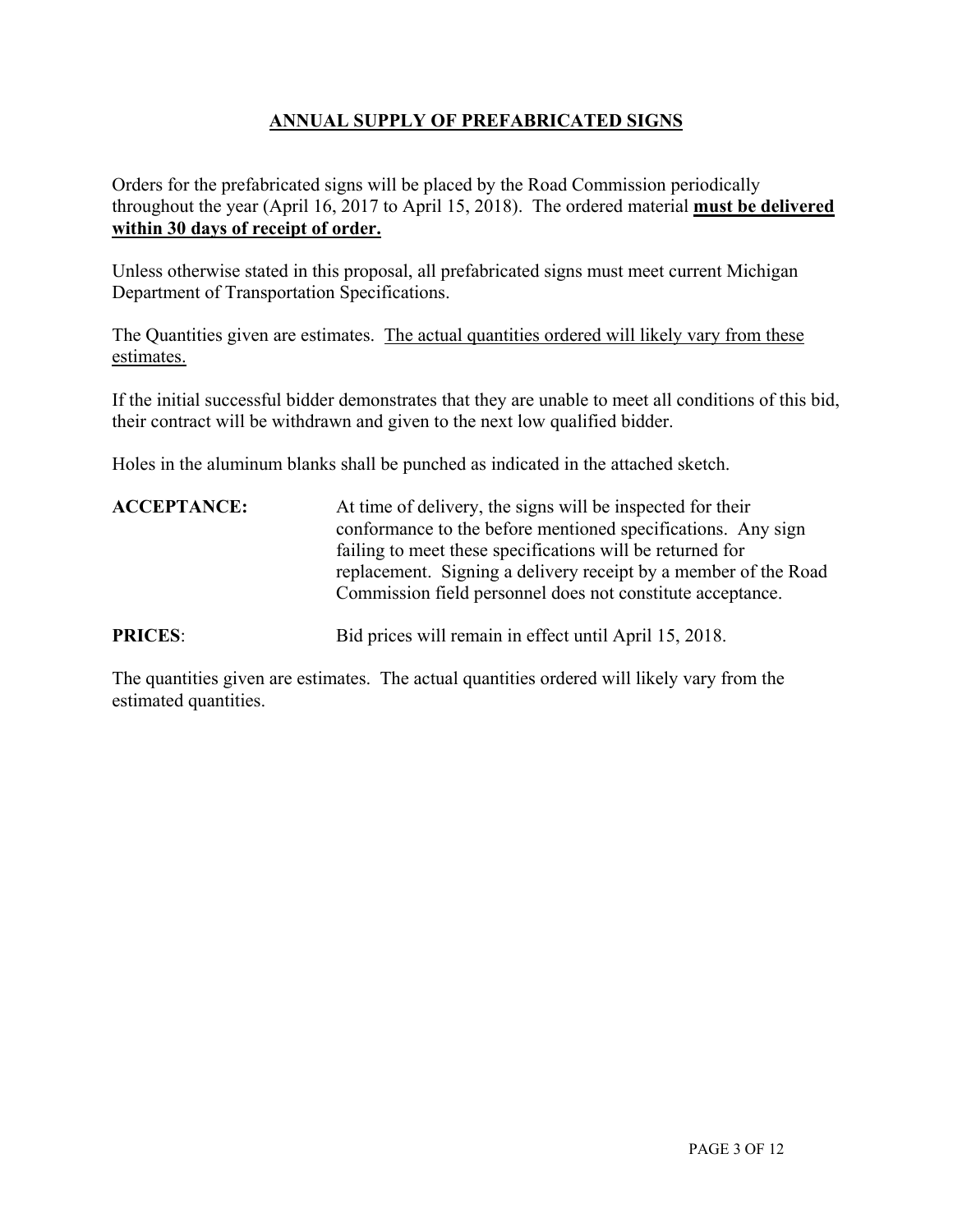# <u>**ANNUAL SUPPLY OF PREFABRICATED SIGNS**</u>

Orders for the prefabricated signs will be placed by the Road Commission periodically throughout the year (April 16, 2017 to April 15, 2018). The ordered material <u>**must be delivered within 30 days of receipt of order.**</u>

Unless otherwise stated in this proposal, all prefabricated signs must meet current Michigan Department of Transportation Specifications.

The Quantities given are estimates. <u>The actual quantities ordered will likely vary from these estimates.</u>

If the initial successful bidder demonstrates that they are unable to meet all conditions of this bid, their contract will be withdrawn and given to the next low qualified bidder.

Holes in the aluminum blanks shall be punched as indicated in the attached sketch.

**ACCEPTANCE:** At time of delivery, the signs will be inspected for their conformance to the before mentioned specifications. Any sign failing to meet these specifications will be returned for replacement. Signing a delivery receipt by a member of the Road Commission field personnel does not constitute acceptance.

**PRICES**: Bid prices will remain in effect until April 15, 2018.

The quantities given are estimates. The actual quantities ordered will likely vary from the estimated quantities.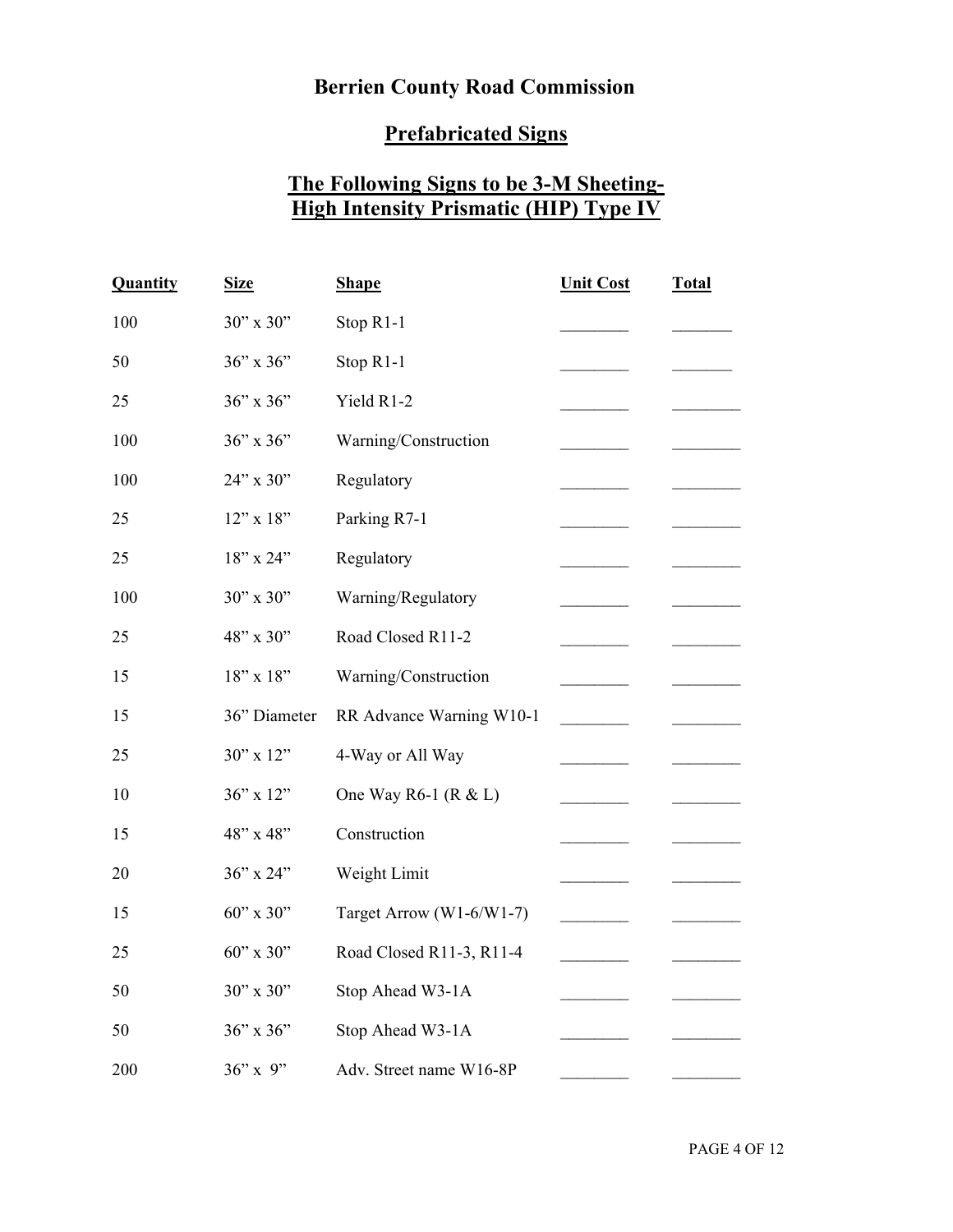# Berrien County Road Commission

## Prefabricated Signs

## The Following Signs to be 3-M Sheeting- High Intensity Prismatic (HIP) Type IV

| Quantity | Size | Shape | Unit Cost | Total |
|---|---|---|---|---|
| 100 | 30" x 30" | Stop R1-1 | ________ | _______ |
| 50 | 36" x 36" | Stop R1-1 | ________ | _______ |
| 25 | 36" x 36" | Yield R1-2 | ________ | ________ |
| 100 | 36" x 36" | Warning/Construction | ________ | ________ |
| 100 | 24" x 30" | Regulatory | ________ | ________ |
| 25 | 12" x 18" | Parking R7-1 | ________ | ________ |
| 25 | 18" x 24" | Regulatory | ________ | ________ |
| 100 | 30" x 30" | Warning/Regulatory | ________ | ________ |
| 25 | 48" x 30" | Road Closed R11-2 | ________ | ________ |
| 15 | 18" x 18" | Warning/Construction | ________ | ________ |
| 15 | 36" Diameter | RR Advance Warning W10-1 | ________ | ________ |
| 25 | 30" x 12" | 4-Way or All Way | ________ | ________ |
| 10 | 36" x 12" | One Way R6-1 (R & L) | ________ | ________ |
| 15 | 48" x 48" | Construction | ________ | ________ |
| 20 | 36" x 24" | Weight Limit | ________ | ________ |
| 15 | 60" x 30" | Target Arrow (W1-6/W1-7) | ________ | ________ |
| 25 | 60" x 30" | Road Closed R11-3, R11-4 | ________ | ________ |
| 50 | 30" x 30" | Stop Ahead W3-1A | ________ | ________ |
| 50 | 36" x 36" | Stop Ahead W3-1A | ________ | ________ |
| 200 | 36" x 9" | Adv. Street name W16-8P | ________ | ________ |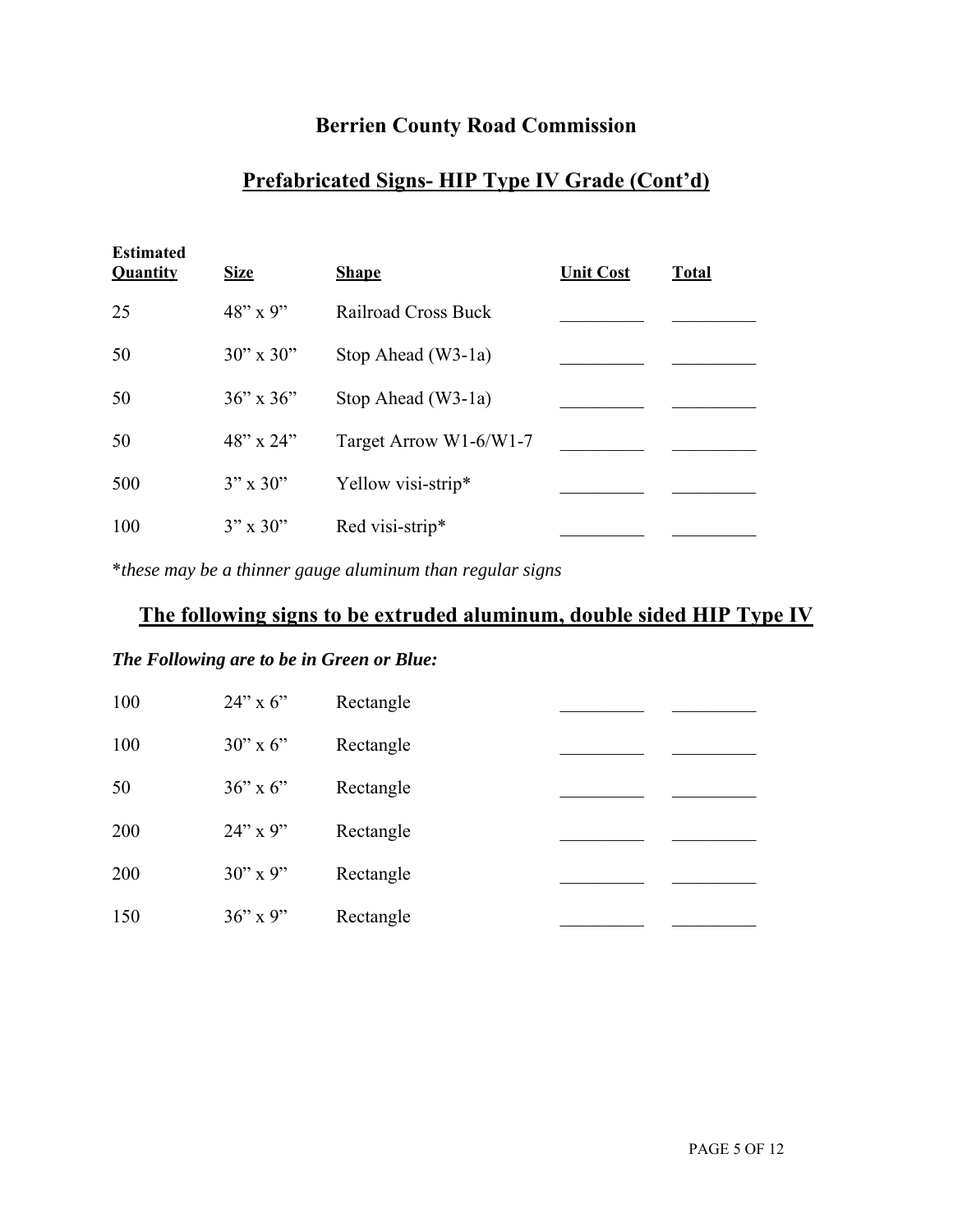# Berrien County Road Commission

## Prefabricated Signs- HIP Type IV Grade (Cont'd)

| Estimated Quantity | Size | Shape | Unit Cost | Total |
|---|---|---|---|---|
| 25 | 48" x 9" | Railroad Cross Buck | _________ | _________ |
| 50 | 30" x 30" | Stop Ahead (W3-1a) | _________ | _________ |
| 50 | 36" x 36" | Stop Ahead (W3-1a) | _________ | _________ |
| 50 | 48" x 24" | Target Arrow W1-6/W1-7 | _________ | _________ |
| 500 | 3" x 30" | Yellow visi-strip* | _________ | _________ |
| 100 | 3" x 30" | Red visi-strip* | _________ | _________ |

*\*these may be a thinner gauge aluminum than regular signs*

## The following signs to be extruded aluminum, double sided HIP Type IV

***The Following are to be in Green or Blue:***

| Estimated Quantity | Size | Shape | Unit Cost | Total |
|---|---|---|---|---|
| 100 | 24" x 6" | Rectangle | _________ | _________ |
| 100 | 30" x 6" | Rectangle | _________ | _________ |
| 50 | 36" x 6" | Rectangle | _________ | _________ |
| 200 | 24" x 9" | Rectangle | _________ | _________ |
| 200 | 30" x 9" | Rectangle | _________ | _________ |
| 150 | 36" x 9" | Rectangle | _________ | _________ |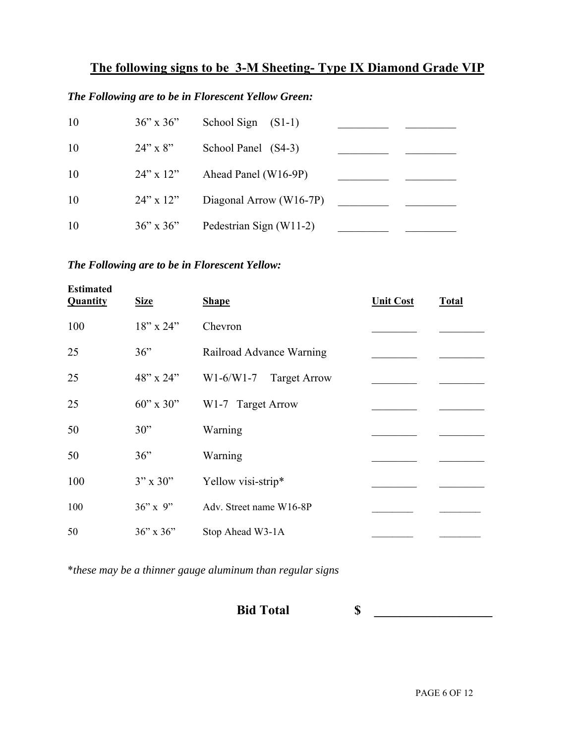## <u>The following signs to be 3-M Sheeting- Type IX Diamond Grade VIP</u>

***The Following are to be in Florescent Yellow Green:***

| | | | | |
|---|---|---|---|---|
| 10 | 36" x 36" | School Sign (S1-1) | _________ | _________ |
| 10 | 24" x 8" | School Panel (S4-3) | _________ | _________ |
| 10 | 24" x 12" | Ahead Panel (W16-9P) | _________ | _________ |
| 10 | 24" x 12" | Diagonal Arrow (W16-7P) | _________ | _________ |
| 10 | 36" x 36" | Pedestrian Sign (W11-2) | _________ | _________ |

***The Following are to be in Florescent Yellow:***

| Estimated Quantity | Size | Shape | Unit Cost | Total |
|---|---|---|---|---|
| 100 | 18" x 24" | Chevron | ________ | ________ |
| 25 | 36" | Railroad Advance Warning | ________ | ________ |
| 25 | 48" x 24" | W1-6/W1-7 Target Arrow | ________ | ________ |
| 25 | 60" x 30" | W1-7 Target Arrow | ________ | ________ |
| 50 | 30" | Warning | ________ | ________ |
| 50 | 36" | Warning | ________ | ________ |
| 100 | 3" x 30" | Yellow visi-strip* | ________ | ________ |
| 100 | 36" x 9" | Adv. Street name W16-8P | ________ | ________ |
| 50 | 36" x 36" | Stop Ahead W3-1A | ________ | ________ |

**these may be a thinner gauge aluminum than regular signs*

**Bid Total $ __________________**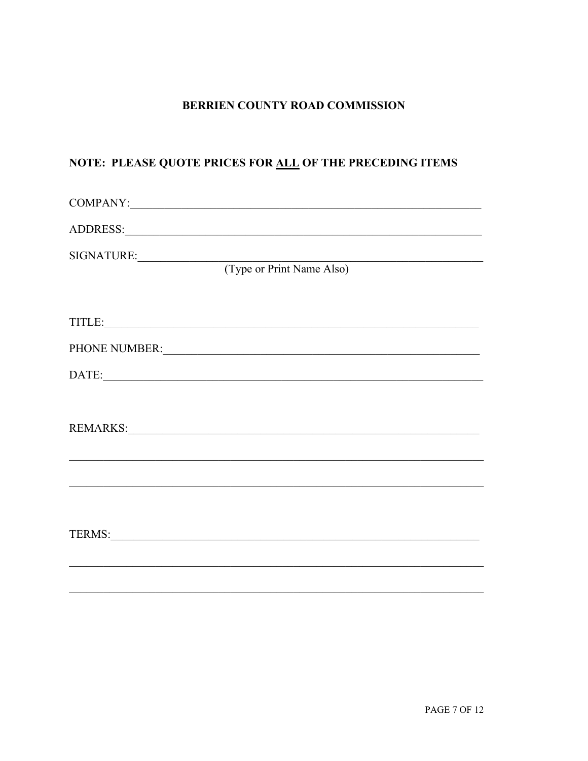**BERRIEN COUNTY ROAD COMMISSION**

**NOTE: PLEASE QUOTE PRICES FOR ALL OF THE PRECEDING ITEMS**

COMPANY:\_\_\_\_\_\_\_\_\_\_\_\_\_\_\_\_\_\_\_\_\_\_\_\_\_\_\_\_\_\_\_\_\_\_\_\_\_\_\_\_\_\_\_\_\_\_\_\_\_\_\_\_\_\_\_\_\_\_\_\_

ADDRESS:\_\_\_\_\_\_\_\_\_\_\_\_\_\_\_\_\_\_\_\_\_\_\_\_\_\_\_\_\_\_\_\_\_\_\_\_\_\_\_\_\_\_\_\_\_\_\_\_\_\_\_\_\_\_\_\_\_\_\_\_

SIGNATURE:\_\_\_\_\_\_\_\_\_\_\_\_\_\_\_\_\_\_\_\_\_\_\_\_\_\_\_\_\_\_\_\_\_\_\_\_\_\_\_\_\_\_\_\_\_\_\_\_\_\_\_\_\_\_\_\_\_\_
(Type or Print Name Also)

TITLE:\_\_\_\_\_\_\_\_\_\_\_\_\_\_\_\_\_\_\_\_\_\_\_\_\_\_\_\_\_\_\_\_\_\_\_\_\_\_\_\_\_\_\_\_\_\_\_\_\_\_\_\_\_\_\_\_\_\_\_\_\_\_

PHONE NUMBER:\_\_\_\_\_\_\_\_\_\_\_\_\_\_\_\_\_\_\_\_\_\_\_\_\_\_\_\_\_\_\_\_\_\_\_\_\_\_\_\_\_\_\_\_\_\_\_\_\_\_\_\_\_

DATE:\_\_\_\_\_\_\_\_\_\_\_\_\_\_\_\_\_\_\_\_\_\_\_\_\_\_\_\_\_\_\_\_\_\_\_\_\_\_\_\_\_\_\_\_\_\_\_\_\_\_\_\_\_\_\_\_\_\_\_\_\_\_\_

REMARKS:\_\_\_\_\_\_\_\_\_\_\_\_\_\_\_\_\_\_\_\_\_\_\_\_\_\_\_\_\_\_\_\_\_\_\_\_\_\_\_\_\_\_\_\_\_\_\_\_\_\_\_\_\_\_\_\_\_\_\_

\_\_\_\_\_\_\_\_\_\_\_\_\_\_\_\_\_\_\_\_\_\_\_\_\_\_\_\_\_\_\_\_\_\_\_\_\_\_\_\_\_\_\_\_\_\_\_\_\_\_\_\_\_\_\_\_\_\_\_\_\_\_\_\_\_\_\_\_\_\_

\_\_\_\_\_\_\_\_\_\_\_\_\_\_\_\_\_\_\_\_\_\_\_\_\_\_\_\_\_\_\_\_\_\_\_\_\_\_\_\_\_\_\_\_\_\_\_\_\_\_\_\_\_\_\_\_\_\_\_\_\_\_\_\_\_\_\_\_\_\_

TERMS:\_\_\_\_\_\_\_\_\_\_\_\_\_\_\_\_\_\_\_\_\_\_\_\_\_\_\_\_\_\_\_\_\_\_\_\_\_\_\_\_\_\_\_\_\_\_\_\_\_\_\_\_\_\_\_\_\_\_\_\_\_\_

\_\_\_\_\_\_\_\_\_\_\_\_\_\_\_\_\_\_\_\_\_\_\_\_\_\_\_\_\_\_\_\_\_\_\_\_\_\_\_\_\_\_\_\_\_\_\_\_\_\_\_\_\_\_\_\_\_\_\_\_\_\_\_\_\_\_\_\_\_\_

\_\_\_\_\_\_\_\_\_\_\_\_\_\_\_\_\_\_\_\_\_\_\_\_\_\_\_\_\_\_\_\_\_\_\_\_\_\_\_\_\_\_\_\_\_\_\_\_\_\_\_\_\_\_\_\_\_\_\_\_\_\_\_\_\_\_\_\_\_\_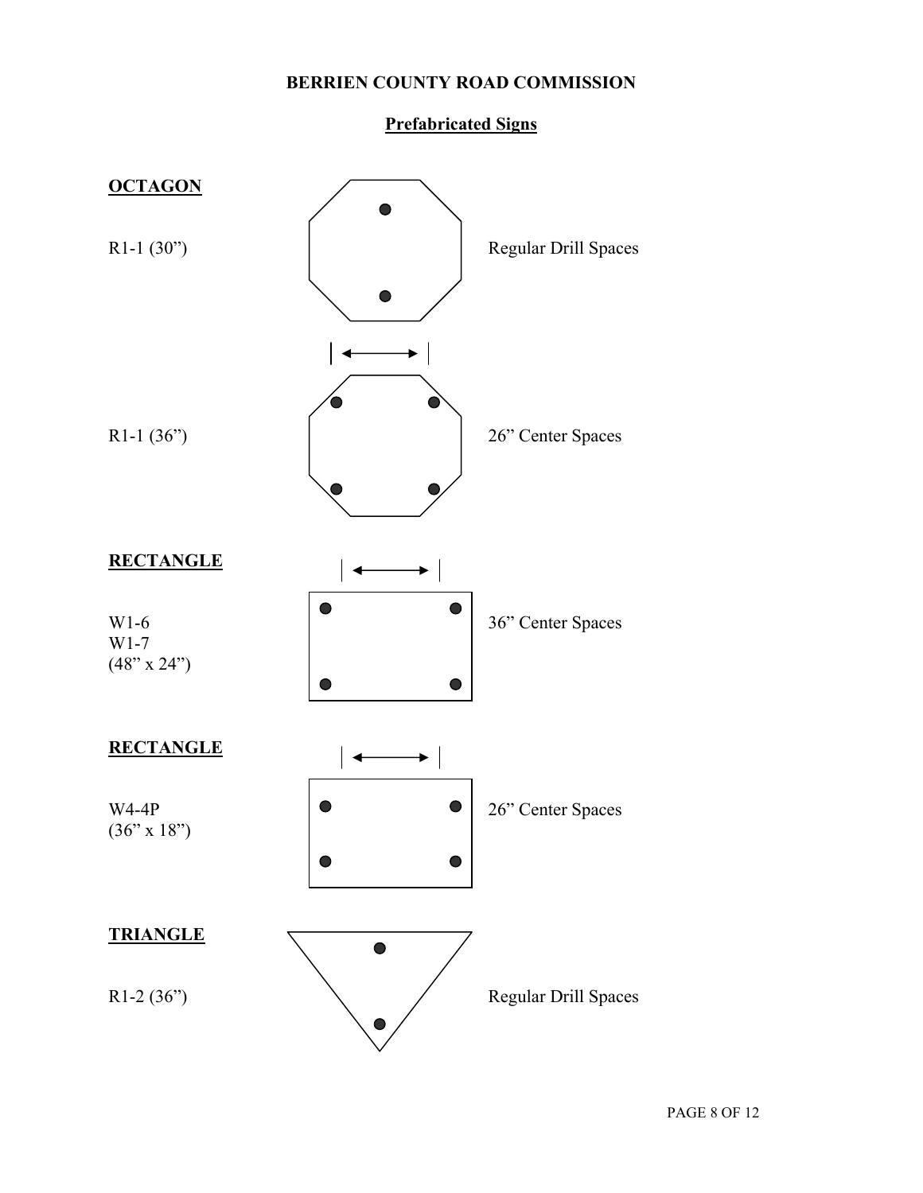# BERRIEN COUNTY ROAD COMMISSION

## Prefabricated Signs

**OCTAGON**

R1-1 (30")

Regular Drill Spaces

R1-1 (36")

26" Center Spaces

**RECTANGLE**

W1-6
W1-7
(48" x 24")

36" Center Spaces

**RECTANGLE**

W4-4P
(36" x 18")

26" Center Spaces

**TRIANGLE**

R1-2 (36")

Regular Drill Spaces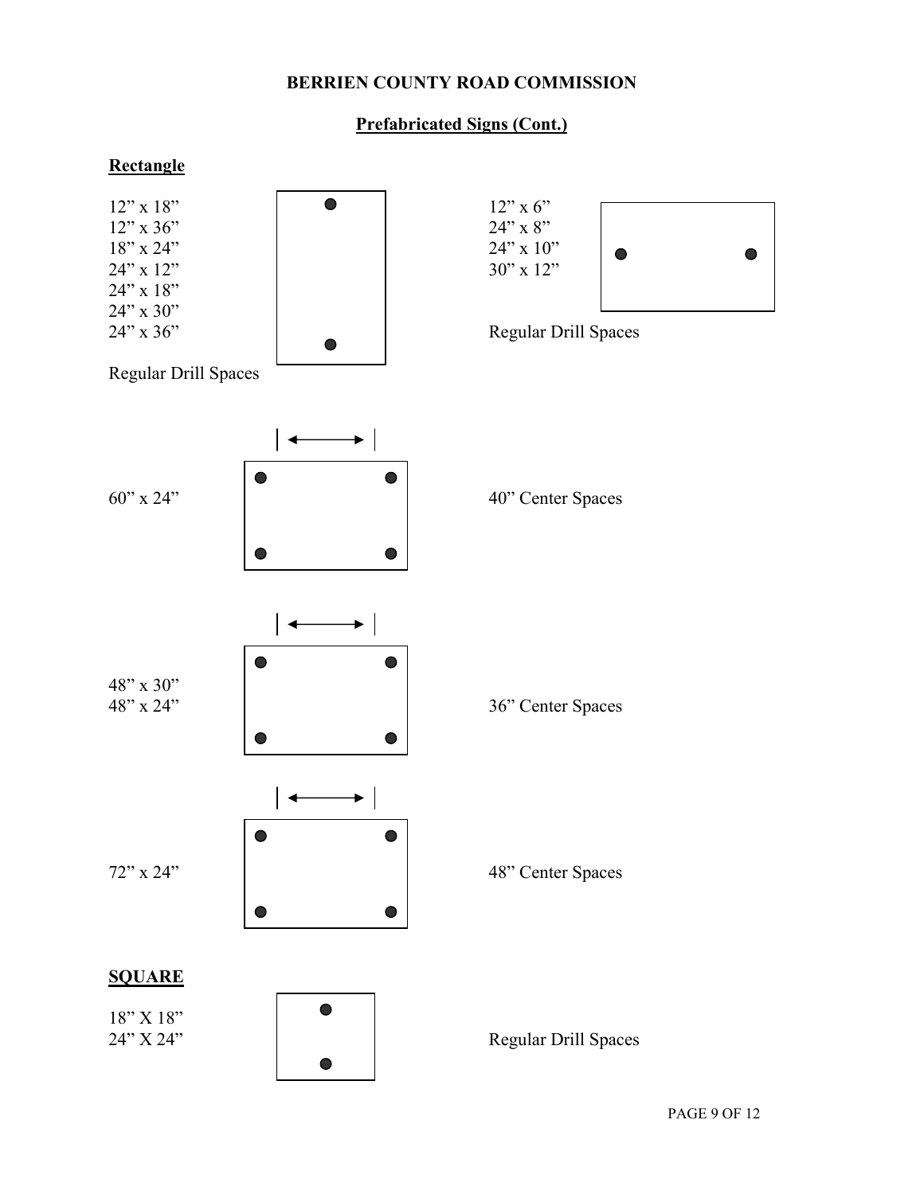**BERRIEN COUNTY ROAD COMMISSION**

**Prefabricated Signs (Cont.)**

**Rectangle**

12" x 18"
12" x 36"
18" x 24"
24" x 12"
24" x 18"
24" x 30"
24" x 36"

Regular Drill Spaces

12" x 6"
24" x 8"
24" x 10"
30" x 12"

Regular Drill Spaces

60" x 24"

40" Center Spaces

48" x 30"
48" x 24"

36" Center Spaces

72" x 24"

48" Center Spaces

**SQUARE**

18" X 18"
24" X 24"

Regular Drill Spaces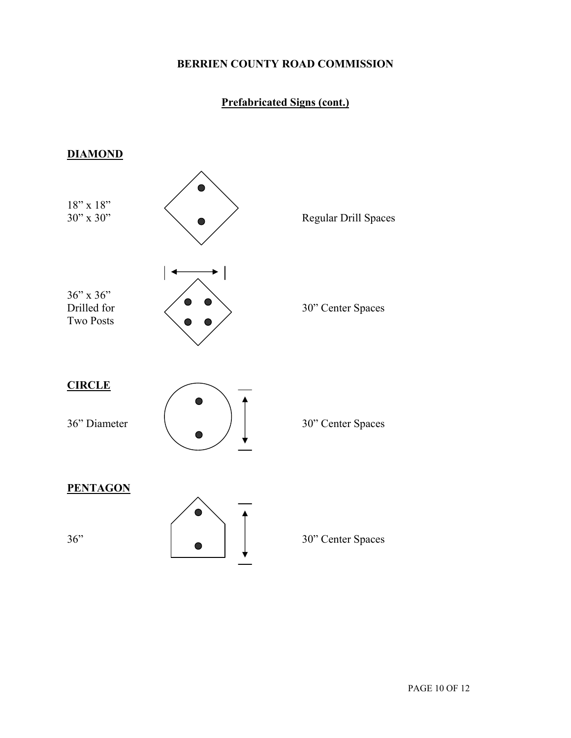BERRIEN COUNTY ROAD COMMISSION

## Prefabricated Signs (cont.)

### DIAMOND

18" x 18"
30" x 30"

Regular Drill Spaces

36" x 36"
Drilled for
Two Posts

30" Center Spaces

### CIRCLE

36" Diameter

30" Center Spaces

### PENTAGON

36"

30" Center Spaces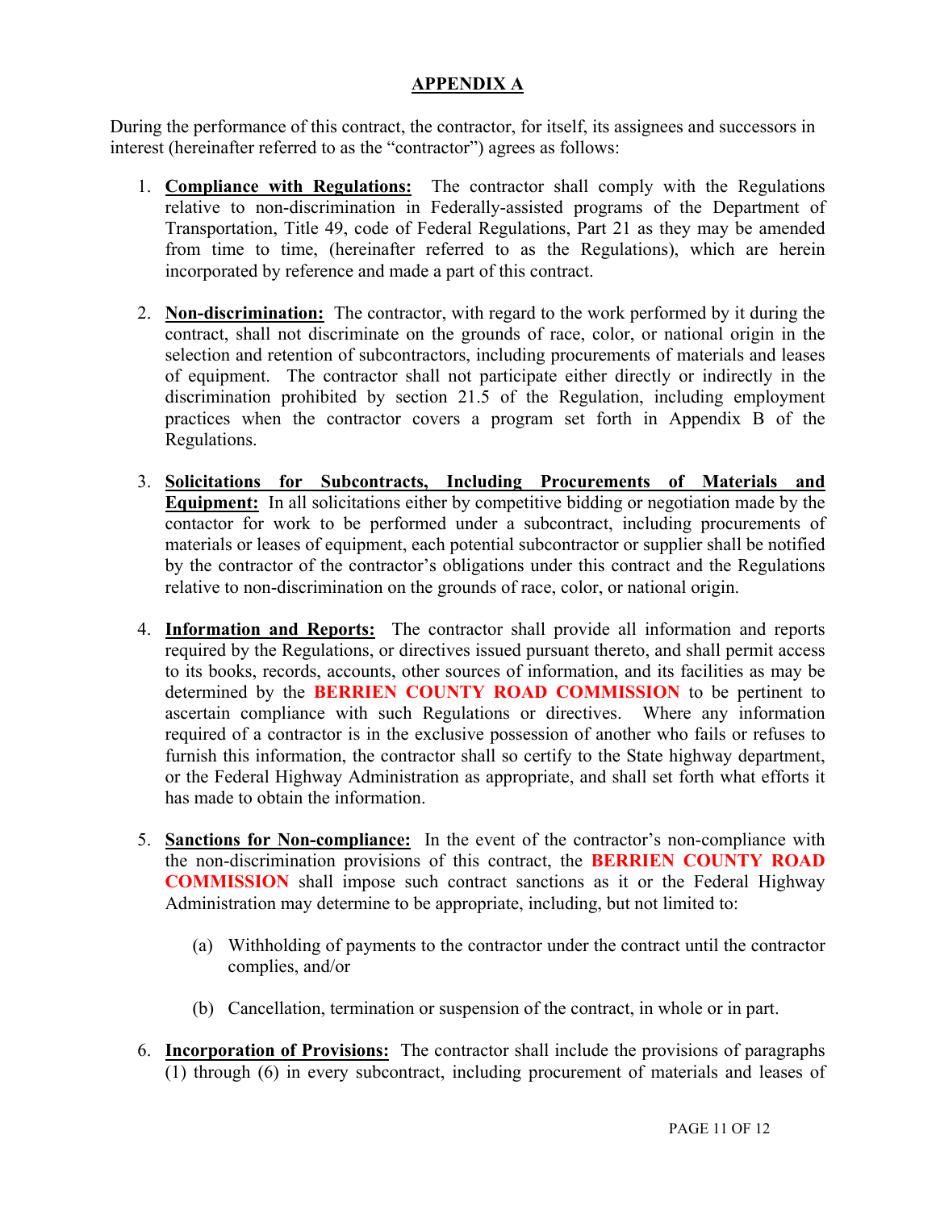## APPENDIX A

During the performance of this contract, the contractor, for itself, its assignees and successors in interest (hereinafter referred to as the "contractor") agrees as follows:

1. **Compliance with Regulations:** The contractor shall comply with the Regulations relative to non-discrimination in Federally-assisted programs of the Department of Transportation, Title 49, code of Federal Regulations, Part 21 as they may be amended from time to time, (hereinafter referred to as the Regulations), which are herein incorporated by reference and made a part of this contract.

2. **Non-discrimination:** The contractor, with regard to the work performed by it during the contract, shall not discriminate on the grounds of race, color, or national origin in the selection and retention of subcontractors, including procurements of materials and leases of equipment. The contractor shall not participate either directly or indirectly in the discrimination prohibited by section 21.5 of the Regulation, including employment practices when the contractor covers a program set forth in Appendix B of the Regulations.

3. **Solicitations for Subcontracts, Including Procurements of Materials and Equipment:** In all solicitations either by competitive bidding or negotiation made by the contactor for work to be performed under a subcontract, including procurements of materials or leases of equipment, each potential subcontractor or supplier shall be notified by the contractor of the contractor's obligations under this contract and the Regulations relative to non-discrimination on the grounds of race, color, or national origin.

4. **Information and Reports:** The contractor shall provide all information and reports required by the Regulations, or directives issued pursuant thereto, and shall permit access to its books, records, accounts, other sources of information, and its facilities as may be determined by the **BERRIEN COUNTY ROAD COMMISSION** to be pertinent to ascertain compliance with such Regulations or directives. Where any information required of a contractor is in the exclusive possession of another who fails or refuses to furnish this information, the contractor shall so certify to the State highway department, or the Federal Highway Administration as appropriate, and shall set forth what efforts it has made to obtain the information.

5. **Sanctions for Non-compliance:** In the event of the contractor's non-compliance with the non-discrimination provisions of this contract, the **BERRIEN COUNTY ROAD COMMISSION** shall impose such contract sanctions as it or the Federal Highway Administration may determine to be appropriate, including, but not limited to:

   (a) Withholding of payments to the contractor under the contract until the contractor complies, and/or

   (b) Cancellation, termination or suspension of the contract, in whole or in part.

6. **Incorporation of Provisions:** The contractor shall include the provisions of paragraphs (1) through (6) in every subcontract, including procurement of materials and leases of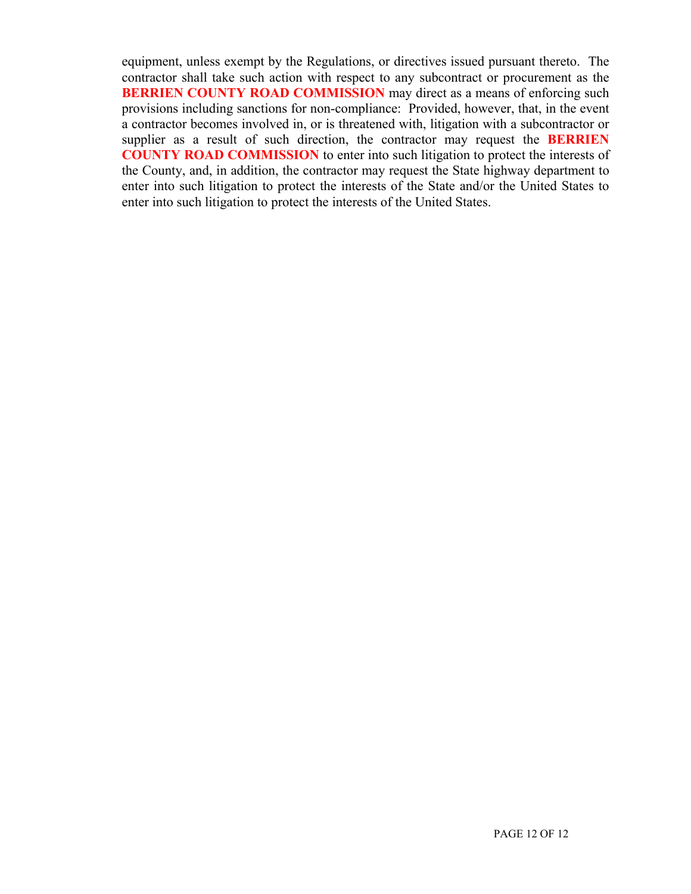equipment, unless exempt by the Regulations, or directives issued pursuant thereto. The contractor shall take such action with respect to any subcontract or procurement as the **BERRIEN COUNTY ROAD COMMISSION** may direct as a means of enforcing such provisions including sanctions for non-compliance: Provided, however, that, in the event a contractor becomes involved in, or is threatened with, litigation with a subcontractor or supplier as a result of such direction, the contractor may request the **BERRIEN COUNTY ROAD COMMISSION** to enter into such litigation to protect the interests of the County, and, in addition, the contractor may request the State highway department to enter into such litigation to protect the interests of the State and/or the United States to enter into such litigation to protect the interests of the United States.